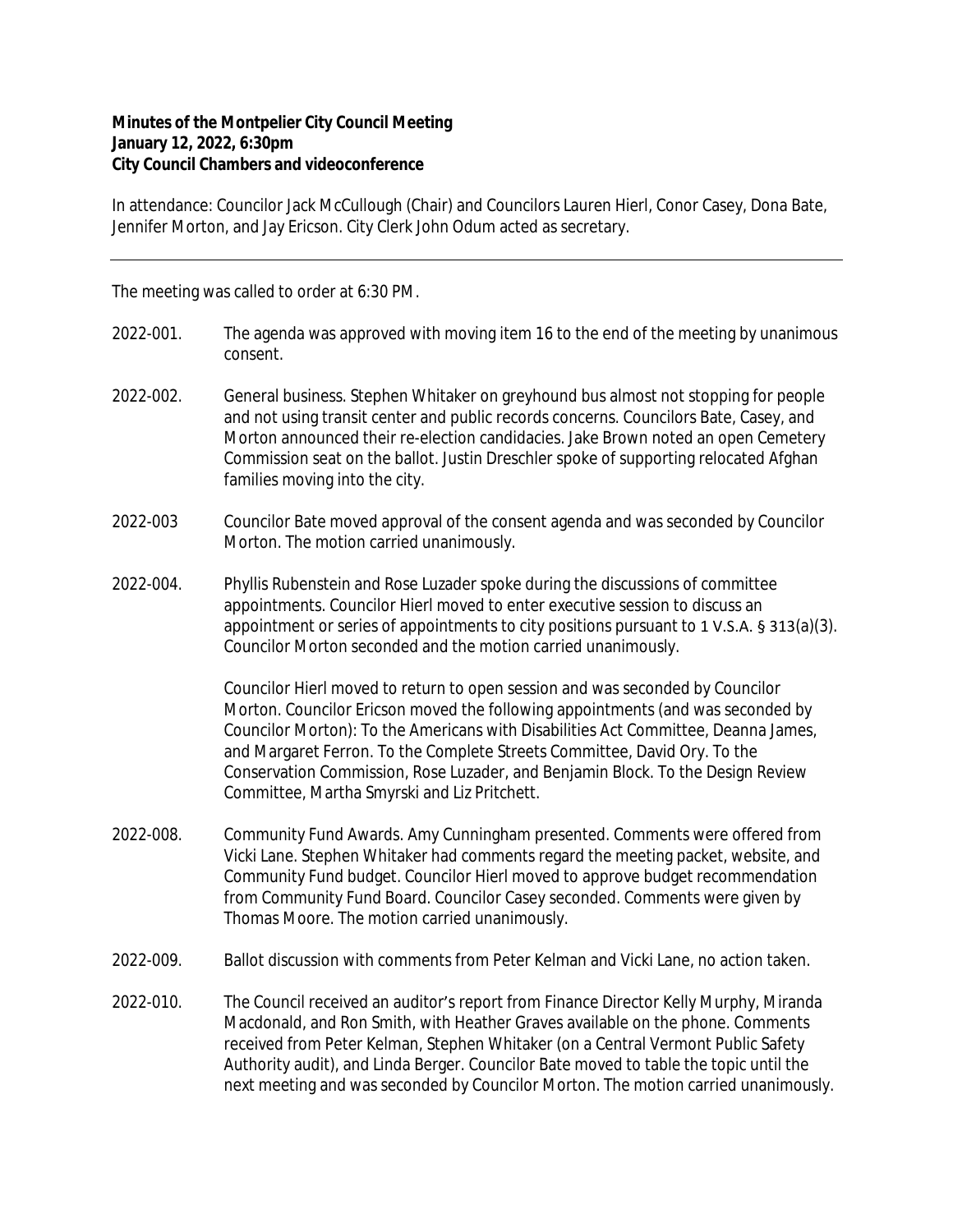**Minutes of the Montpelier City Council Meeting**
**January 12, 2022, 6:30pm**
**City Council Chambers and videoconference**

In attendance: Councilor Jack McCullough (Chair) and Councilors Lauren Hierl, Conor Casey, Dona Bate, Jennifer Morton, and Jay Ericson. City Clerk John Odum acted as secretary.

---

The meeting was called to order at 6:30 PM.

2022-001. The agenda was approved with moving item 16 to the end of the meeting by unanimous consent.

2022-002. General business. Stephen Whitaker on greyhound bus almost not stopping for people and not using transit center and public records concerns. Councilors Bate, Casey, and Morton announced their re-election candidacies. Jake Brown noted an open Cemetery Commission seat on the ballot. Justin Dreschler spoke of supporting relocated Afghan families moving into the city.

2022-003 Councilor Bate moved approval of the consent agenda and was seconded by Councilor Morton. The motion carried unanimously.

2022-004. Phyllis Rubenstein and Rose Luzader spoke during the discussions of committee appointments. Councilor Hierl moved to enter executive session to discuss an appointment or series of appointments to city positions pursuant to 1 V.S.A. § 313(a)(3). Councilor Morton seconded and the motion carried unanimously.

Councilor Hierl moved to return to open session and was seconded by Councilor Morton. Councilor Ericson moved the following appointments (and was seconded by Councilor Morton): To the Americans with Disabilities Act Committee, Deanna James, and Margaret Ferron. To the Complete Streets Committee, David Ory. To the Conservation Commission, Rose Luzader, and Benjamin Block. To the Design Review Committee, Martha Smyrski and Liz Pritchett.

2022-008. Community Fund Awards. Amy Cunningham presented. Comments were offered from Vicki Lane. Stephen Whitaker had comments regard the meeting packet, website, and Community Fund budget. Councilor Hierl moved to approve budget recommendation from Community Fund Board. Councilor Casey seconded. Comments were given by Thomas Moore. The motion carried unanimously.

2022-009. Ballot discussion with comments from Peter Kelman and Vicki Lane, no action taken.

2022-010. The Council received an auditor's report from Finance Director Kelly Murphy, Miranda Macdonald, and Ron Smith, with Heather Graves available on the phone. Comments received from Peter Kelman, Stephen Whitaker (on a Central Vermont Public Safety Authority audit), and Linda Berger. Councilor Bate moved to table the topic until the next meeting and was seconded by Councilor Morton. The motion carried unanimously.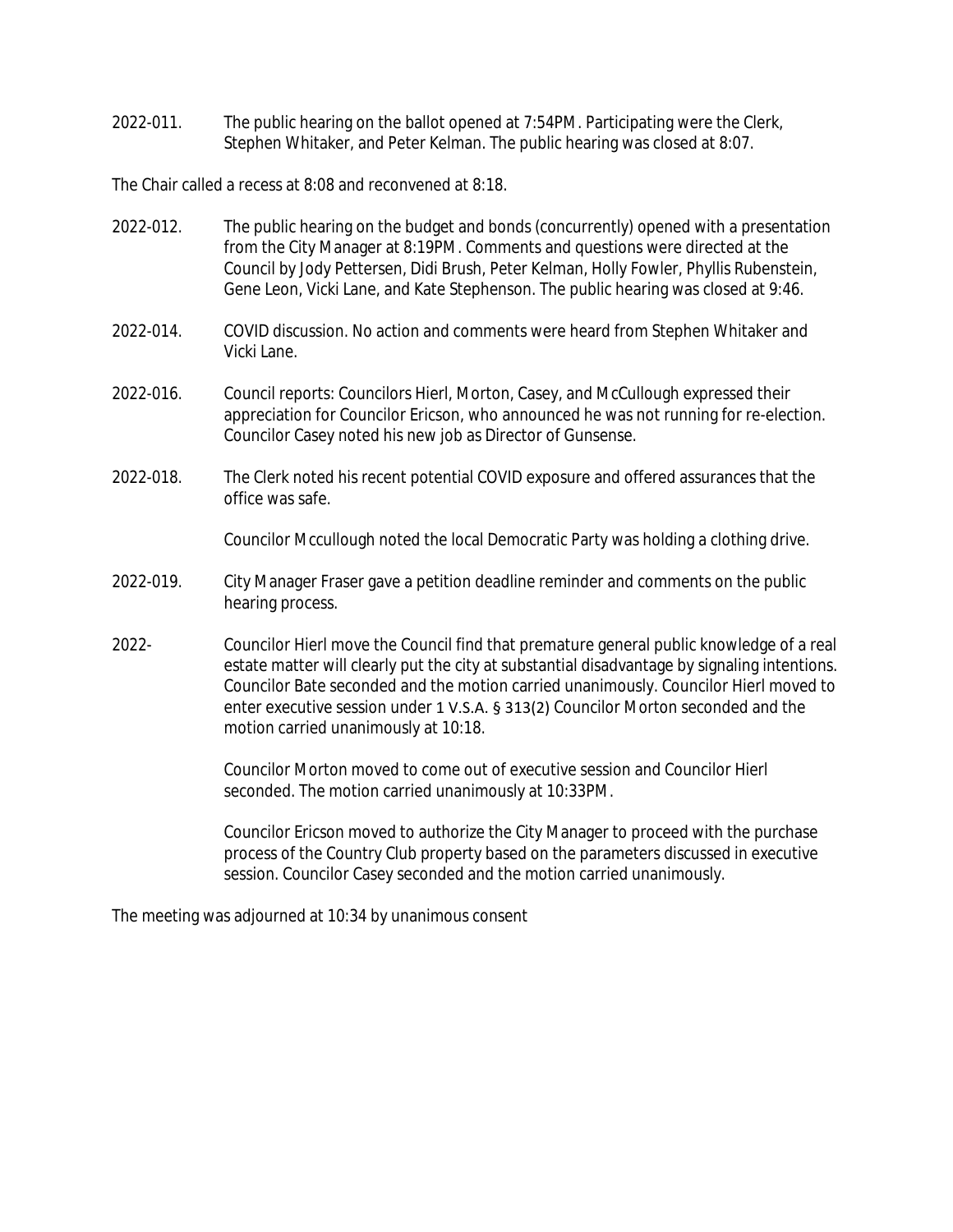2022-011. The public hearing on the ballot opened at 7:54PM. Participating were the Clerk, Stephen Whitaker, and Peter Kelman. The public hearing was closed at 8:07.

The Chair called a recess at 8:08 and reconvened at 8:18.

2022-012. The public hearing on the budget and bonds (concurrently) opened with a presentation from the City Manager at 8:19PM. Comments and questions were directed at the Council by Jody Pettersen, Didi Brush, Peter Kelman, Holly Fowler, Phyllis Rubenstein, Gene Leon, Vicki Lane, and Kate Stephenson. The public hearing was closed at 9:46.

2022-014. COVID discussion. No action and comments were heard from Stephen Whitaker and Vicki Lane.

2022-016. Council reports: Councilors Hierl, Morton, Casey, and McCullough expressed their appreciation for Councilor Ericson, who announced he was not running for re-election. Councilor Casey noted his new job as Director of Gunsense.

2022-018. The Clerk noted his recent potential COVID exposure and offered assurances that the office was safe.

Councilor Mccullough noted the local Democratic Party was holding a clothing drive.

2022-019. City Manager Fraser gave a petition deadline reminder and comments on the public hearing process.

2022- Councilor Hierl move the Council find that premature general public knowledge of a real estate matter will clearly put the city at substantial disadvantage by signaling intentions. Councilor Bate seconded and the motion carried unanimously. Councilor Hierl moved to enter executive session under 1 V.S.A. § 313(2) Councilor Morton seconded and the motion carried unanimously at 10:18.

Councilor Morton moved to come out of executive session and Councilor Hierl seconded. The motion carried unanimously at 10:33PM.

Councilor Ericson moved to authorize the City Manager to proceed with the purchase process of the Country Club property based on the parameters discussed in executive session. Councilor Casey seconded and the motion carried unanimously.

The meeting was adjourned at 10:34 by unanimous consent